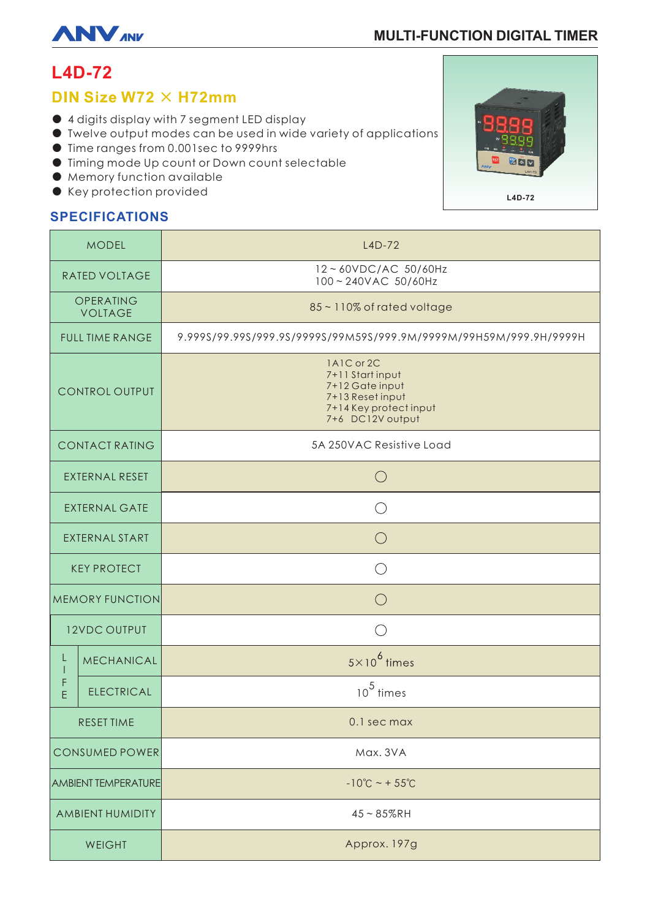MULTI-FUNCTION DIGITAL TIMER

# L4D-72

## DIN Size W72 × H72mm

- 4 digits display with 7 segment LED display
- Twelve output modes can be used in wide variety of applications
- Time ranges from 0.001sec to 9999hrs
- Timing mode Up count or Down count selectable
- Memory function available
- Key protection provided

L4D-72

## SPECIFICATIONS

| MODEL | | L4D-72 |
|---|---|---|
| RATED VOLTAGE | | 12 ~ 60VDC/AC 50/60Hz<br>100 ~ 240VAC 50/60Hz |
| OPERATING VOLTAGE | | 85 ~ 110% of rated voltage |
| FULL TIME RANGE | | 9.999S/99.99S/999.9S/9999S/99M59S/999.9M/9999M/99H59M/999.9H/9999H |
| CONTROL OUTPUT | | 1A1C or 2C<br>7+11 Start input<br>7+12 Gate input<br>7+13 Reset input<br>7+14 Key protect input<br>7+6 DC12V output |
| CONTACT RATING | | 5A 250VAC Resistive Load |
| EXTERNAL RESET | | ○ |
| EXTERNAL GATE | | ○ |
| EXTERNAL START | | ○ |
| KEY PROTECT | | ○ |
| MEMORY FUNCTION | | ○ |
| 12VDC OUTPUT | | ○ |
| LIFE | MECHANICAL | $5 \times 10^6$ times |
| | ELECTRICAL | $10^5$ times |
| RESET TIME | | 0.1 sec max |
| CONSUMED POWER | | Max. 3VA |
| AMBIENT TEMPERATURE | | -10℃ ~ + 55℃ |
| AMBIENT HUMIDITY | | 45 ~ 85%RH |
| WEIGHT | | Approx. 197g |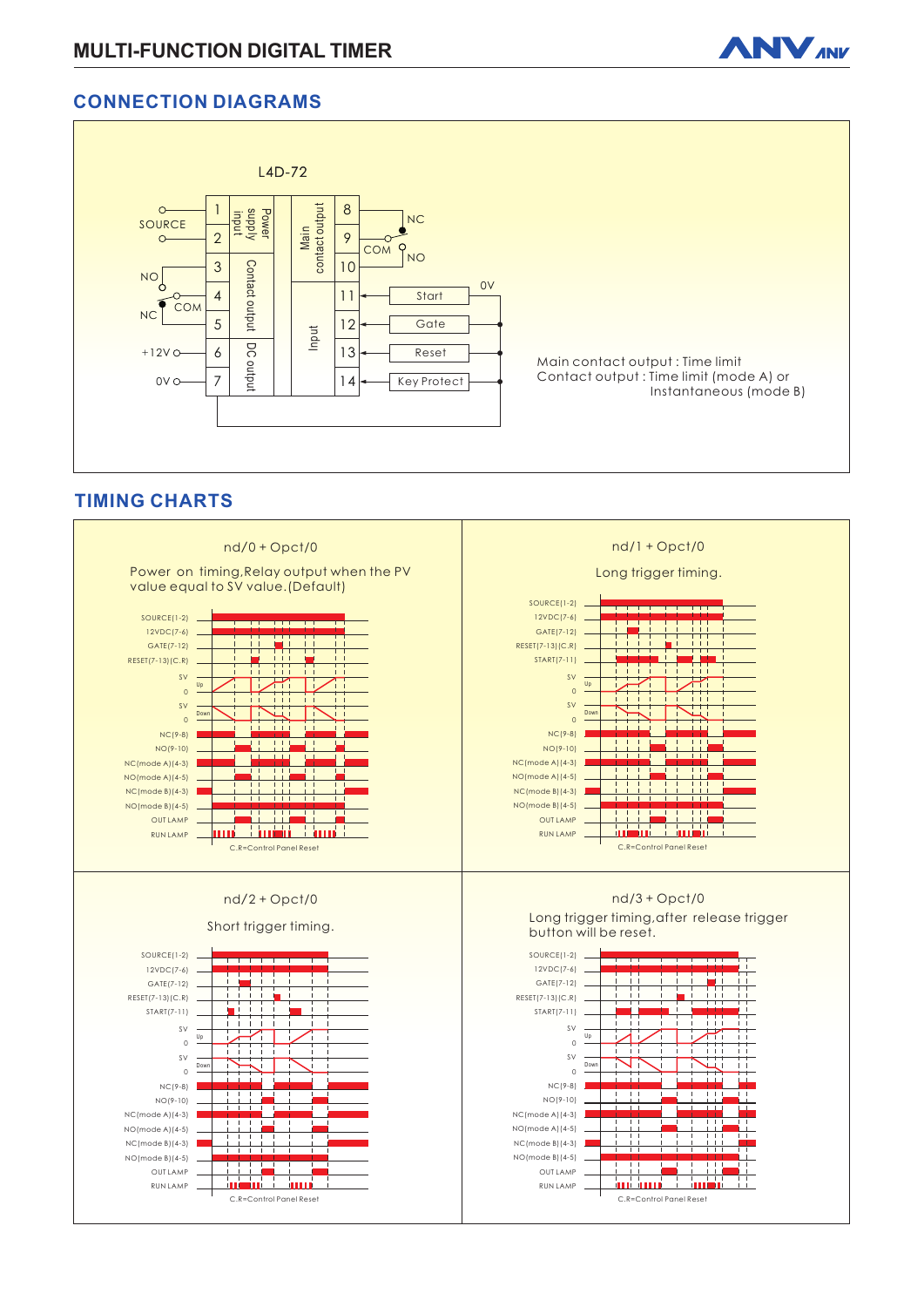## CONNECTION DIAGRAMS

L4D-72

| Terminal | Function | Group |
|---|---|---|
| 1 | SOURCE | Power supply input |
| 2 | SOURCE | Power supply input |
| 3 | NO | Contact output |
| 4 | COM | Contact output |
| 5 | NC | Contact output |
| 6 | +12V | DC output |
| 7 | 0V | DC output |
| 8 | NC | Main contact output |
| 9 | COM | Main contact output |
| 10 | NO | Main contact output |
| 11 | Start | Input |
| 12 | Gate | Input |
| 13 | Reset | Input |
| 14 | Key Protect | Input |

0V

Main contact output : Time limit
Contact output : Time limit (mode A) or Instantaneous (mode B)

## TIMING CHARTS

### nd/0 + Opct/0

Power on timing,Relay output when the PV value equal to SV value.(Default)

SOURCE(1-2), 12VDC(7-6), GATE(7-12), RESET(7-13)(C.R), SV Up 0, SV Down 0, NC(9-8), NO(9-10), NC(mode A)(4-3), NO(mode A)(4-5), NC(mode B)(4-3), NO(mode B)(4-5), OUT LAMP, RUN LAMP

C.R=Control Panel Reset

### nd/1 + Opct/0

Long trigger timing.

SOURCE(1-2), 12VDC(7-6), GATE(7-12), RESET(7-13)(C.R), START(7-11), SV Up 0, SV Down 0, NC(9-8), NO(9-10), NC(mode A)(4-3), NO(mode A)(4-5), NC(mode B)(4-3), NO(mode B)(4-5), OUT LAMP, RUN LAMP

C.R=Control Panel Reset

### nd/2 + Opct/0

Short trigger timing.

SOURCE(1-2), 12VDC(7-6), GATE(7-12), RESET(7-13)(C.R), START(7-11), SV Up 0, SV Down 0, NC(9-8), NO(9-10), NC(mode A)(4-3), NO(mode A)(4-5), NC(mode B)(4-3), NO(mode B)(4-5), OUT LAMP, RUN LAMP

C.R=Control Panel Reset

### nd/3 + Opct/0

Long trigger timing,after release trigger button will be reset.

SOURCE(1-2), 12VDC(7-6), GATE(7-12), RESET(7-13)(C.R), START(7-11), SV Up 0, SV Down 0, NC(9-8), NO(9-10), NC(mode A)(4-3), NO(mode A)(4-5), NC(mode B)(4-3), NO(mode B)(4-5), OUT LAMP, RUN LAMP

C.R=Control Panel Reset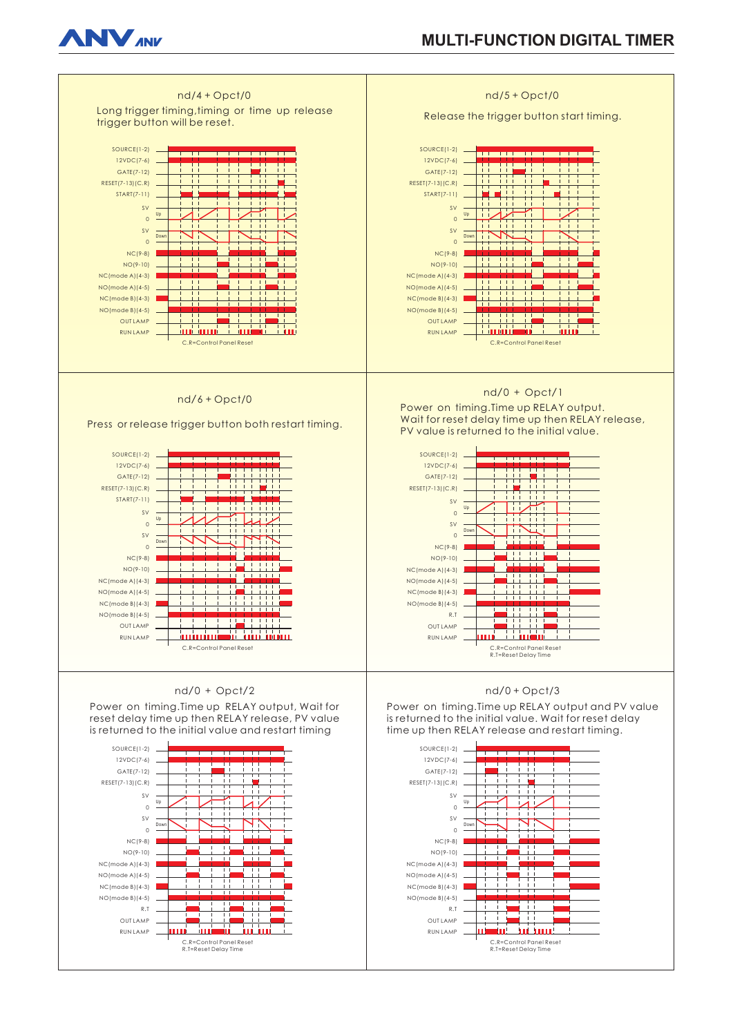## nd/4 + Opct/0

Long trigger timing,timing or time up release trigger button will be reset.

SOURCE(1-2)
12VDC(7-6)
GATE(7-12)
RESET(7-13)(C.R)
START(7-11)
SV
Up
0
SV
Down
0
NC(9-8)
NO(9-10)
NC(mode A)(4-3)
NO(mode A)(4-5)
NC(mode B)(4-3)
NO(mode B)(4-5)
OUT LAMP
RUN LAMP

C.R=Control Panel Reset

## nd/5 + Opct/0

Release the trigger button start timing.

SOURCE(1-2)
12VDC(7-6)
GATE(7-12)
RESET(7-13)(C.R)
START(7-11)
SV
Up
0
SV
Down
0
NC(9-8)
NO(9-10)
NC(mode A)(4-3)
NO(mode A)(4-5)
NC(mode B)(4-3)
NO(mode B)(4-5)
OUT LAMP
RUN LAMP

C.R=Control Panel Reset

## nd/6 + Opct/0

Press or release trigger button both restart timing.

SOURCE(1-2)
12VDC(7-6)
GATE(7-12)
RESET(7-13)(C.R)
START(7-11)
SV
Up
0
SV
Down
0
NC(9-8)
NO(9-10)
NC(mode A)(4-3)
NO(mode A)(4-5)
NC(mode B)(4-3)
NO(mode B)(4-5)
OUT LAMP
RUN LAMP

C.R=Control Panel Reset

## nd/0 + Opct/1

Power on timing.Time up RELAY output. Wait for reset delay time up then RELAY release, PV value is returned to the initial value.

SOURCE(1-2)
12VDC(7-6)
GATE(7-12)
RESET(7-13)(C.R)
SV
Up
0
SV
Down
0
NC(9-8)
NO(9-10)
NC(mode A)(4-3)
NO(mode A)(4-5)
NC(mode B)(4-3)
NO(mode B)(4-5)
R.T
OUT LAMP
RUN LAMP

C.R=Control Panel Reset
R.T=Reset Delay Time

## nd/0 + Opct/2

Power on timing.Time up RELAY output, Wait for reset delay time up then RELAY release, PV value is returned to the initial value and restart timing

SOURCE(1-2)
12VDC(7-6)
GATE(7-12)
RESET(7-13)(C.R)
SV
Up
0
SV
Down
0
NC(9-8)
NO(9-10)
NC(mode A)(4-3)
NO(mode A)(4-5)
NC(mode B)(4-3)
NO(mode B)(4-5)
R.T
OUT LAMP
RUN LAMP

C.R=Control Panel Reset
R.T=Reset Delay Time

## nd/0 + Opct/3

Power on timing.Time up RELAY output and PV value is returned to the initial value. Wait for reset delay time up then RELAY release and restart timing.

SOURCE(1-2)
12VDC(7-6)
GATE(7-12)
RESET(7-13)(C.R)
SV
Up
0
SV
Down
0
NC(9-8)
NO(9-10)
NC(mode A)(4-3)
NO(mode A)(4-5)
NC(mode B)(4-3)
NO(mode B)(4-5)
R.T
OUT LAMP
RUN LAMP

C.R=Control Panel Reset
R.T=Reset Delay Time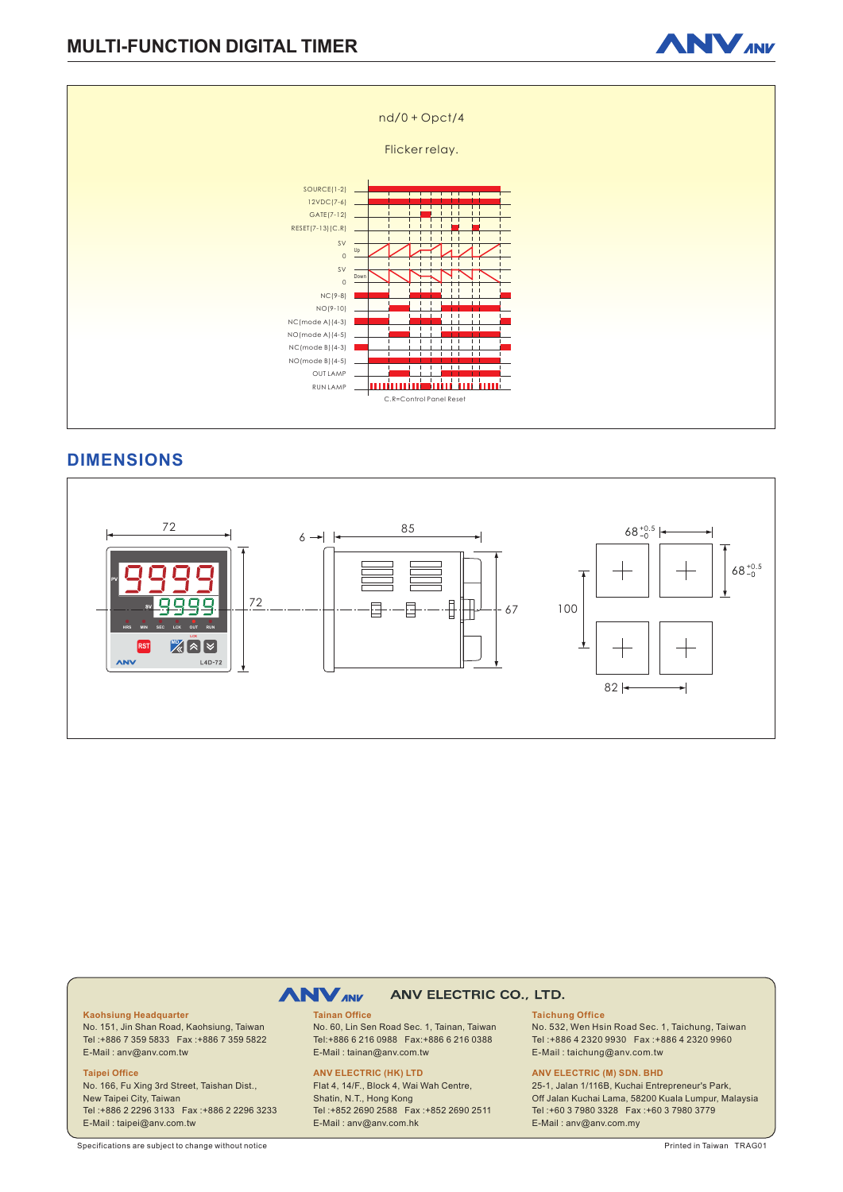nd/0 + Opct/4

Flicker relay.

SOURCE(1-2)
12VDC(7-6)
GATE(7-12)
RESET(7-13)(C.R)
SV
Up
0
SV
Down
0
NC(9-8)
NO(9-10)
NC(mode A)(4-3)
NO(mode A)(4-5)
NC(mode B)(4-3)
NO(mode B)(4-5)
OUT LAMP
RUN LAMP

C.R=Control Panel Reset

## DIMENSIONS

72
72
PV
9999
SV
9999
HRS MIN SEC LCK OUT RUN
RST
ANV
L4D-72

6
85
67

$68^{+0.5}_{-0}$
$68^{+0.5}_{-0}$
100
82

---

**ANV ELECTRIC CO., LTD.**

**Kaohsiung Headquarter**
No. 151, Jin Shan Road, Kaohsiung, Taiwan
Tel :+886 7 359 5833 Fax :+886 7 359 5822
E-Mail : anv@anv.com.tw

**Taipei Office**
No. 166, Fu Xing 3rd Street, Taishan Dist.,
New Taipei City, Taiwan
Tel :+886 2 2296 3133 Fax :+886 2 2296 3233
E-Mail : taipei@anv.com.tw

**Tainan Office**
No. 60, Lin Sen Road Sec. 1, Tainan, Taiwan
Tel:+886 6 216 0988 Fax:+886 6 216 0388
E-Mail : tainan@anv.com.tw

**ANV ELECTRIC (HK) LTD**
Flat 4, 14/F., Block 4, Wai Wah Centre,
Shatin, N.T., Hong Kong
Tel :+852 2690 2588 Fax :+852 2690 2511
E-Mail : anv@anv.com.hk

**Taichung Office**
No. 532, Wen Hsin Road Sec. 1, Taichung, Taiwan
Tel :+886 4 2320 9930 Fax :+886 4 2320 9960
E-Mail : taichung@anv.com.tw

**ANV ELECTRIC (M) SDN. BHD**
25-1, Jalan 1/116B, Kuchai Entrepreneur's Park,
Off Jalan Kuchai Lama, 58200 Kuala Lumpur, Malaysia
Tel :+60 3 7980 3328 Fax :+60 3 7980 3779
E-Mail : anv@anv.com.my

Specifications are subject to change without notice

Printed in Taiwan TRAG01